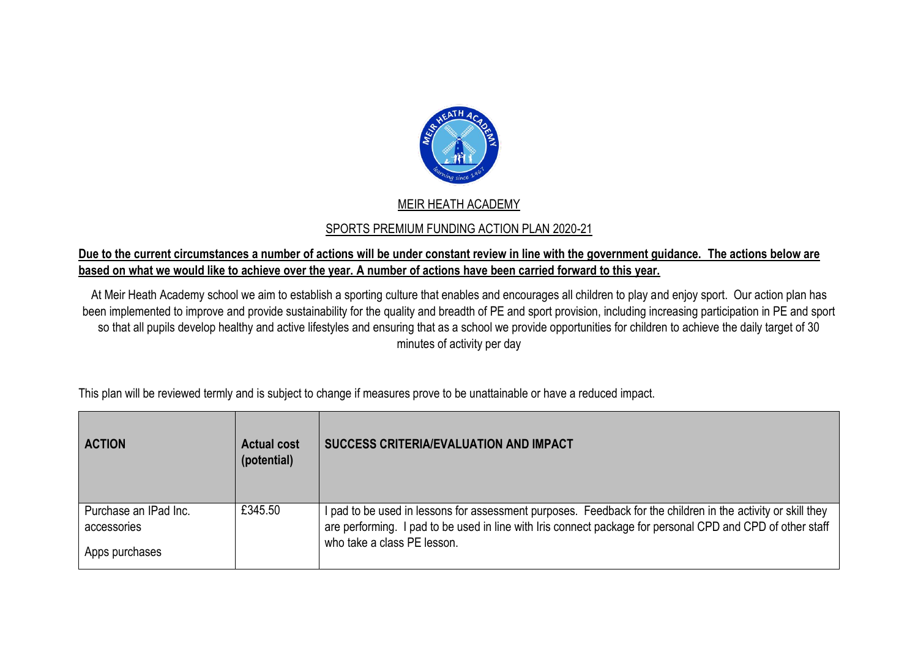MEIR HEATH ACADEMY

SPORTS PREMIUM FUNDING ACTION PLAN 2020-21

**Due to the current circumstances a number of actions will be under constant review in line with the government guidance. The actions below are based on what we would like to achieve over the year. A number of actions have been carried forward to this year.**

At Meir Heath Academy school we aim to establish a sporting culture that enables and encourages all children to play and enjoy sport. Our action plan has been implemented to improve and provide sustainability for the quality and breadth of PE and sport provision, including increasing participation in PE and sport so that all pupils develop healthy and active lifestyles and ensuring that as a school we provide opportunities for children to achieve the daily target of 30 minutes of activity per day

This plan will be reviewed termly and is subject to change if measures prove to be unattainable or have a reduced impact.

| ACTION | Actual cost (potential) | SUCCESS CRITERIA/EVALUATION AND IMPACT |
|---|---|---|
| Purchase an IPad Inc. accessories<br><br>Apps purchases | £345.50 | I pad to be used in lessons for assessment purposes. Feedback for the children in the activity or skill they are performing. I pad to be used in line with Iris connect package for personal CPD and CPD of other staff who take a class PE lesson. |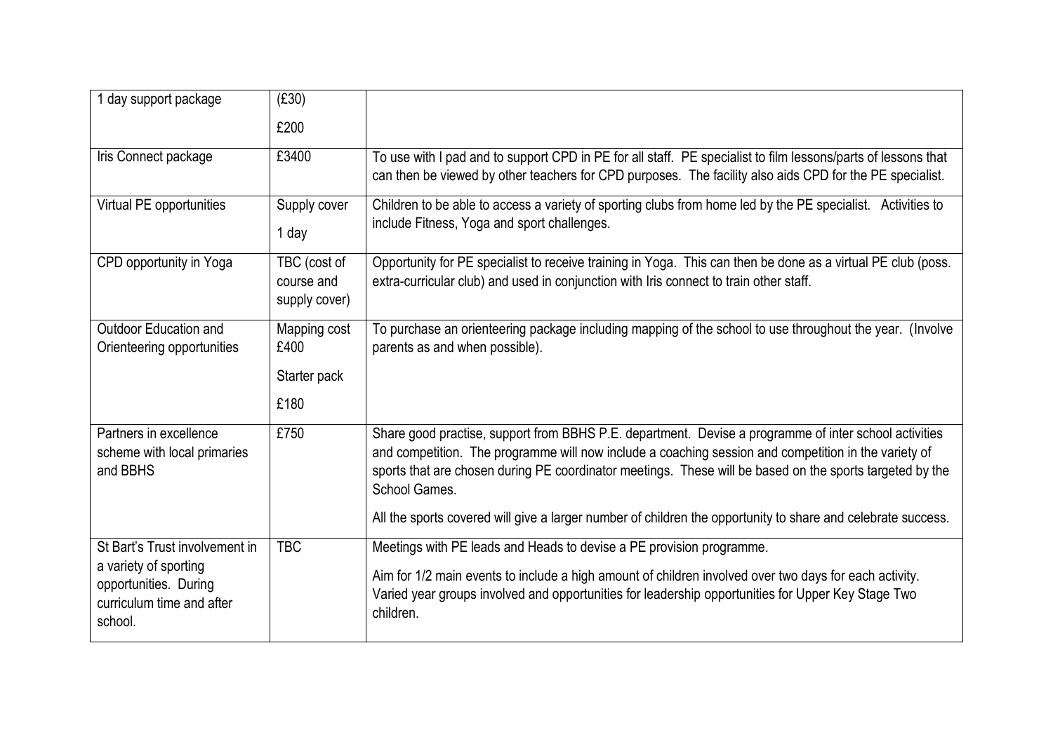| 1 day support package | (£30)<br>£200 | |
|---|---|---|
| Iris Connect package | £3400 | To use with I pad and to support CPD in PE for all staff. PE specialist to film lessons/parts of lessons that can then be viewed by other teachers for CPD purposes. The facility also aids CPD for the PE specialist. |
| Virtual PE opportunities | Supply cover<br>1 day | Children to be able to access a variety of sporting clubs from home led by the PE specialist. Activities to include Fitness, Yoga and sport challenges. |
| CPD opportunity in Yoga | TBC (cost of course and supply cover) | Opportunity for PE specialist to receive training in Yoga. This can then be done as a virtual PE club (poss. extra-curricular club) and used in conjunction with Iris connect to train other staff. |
| Outdoor Education and Orienteering opportunities | Mapping cost £400<br>Starter pack<br>£180 | To purchase an orienteering package including mapping of the school to use throughout the year. (Involve parents as and when possible). |
| Partners in excellence scheme with local primaries and BBHS | £750 | Share good practise, support from BBHS P.E. department. Devise a programme of inter school activities and competition. The programme will now include a coaching session and competition in the variety of sports that are chosen during PE coordinator meetings. These will be based on the sports targeted by the School Games.<br>All the sports covered will give a larger number of children the opportunity to share and celebrate success. |
| St Bart's Trust involvement in a variety of sporting opportunities. During curriculum time and after school. | TBC | Meetings with PE leads and Heads to devise a PE provision programme.<br>Aim for 1/2 main events to include a high amount of children involved over two days for each activity. Varied year groups involved and opportunities for leadership opportunities for Upper Key Stage Two children. |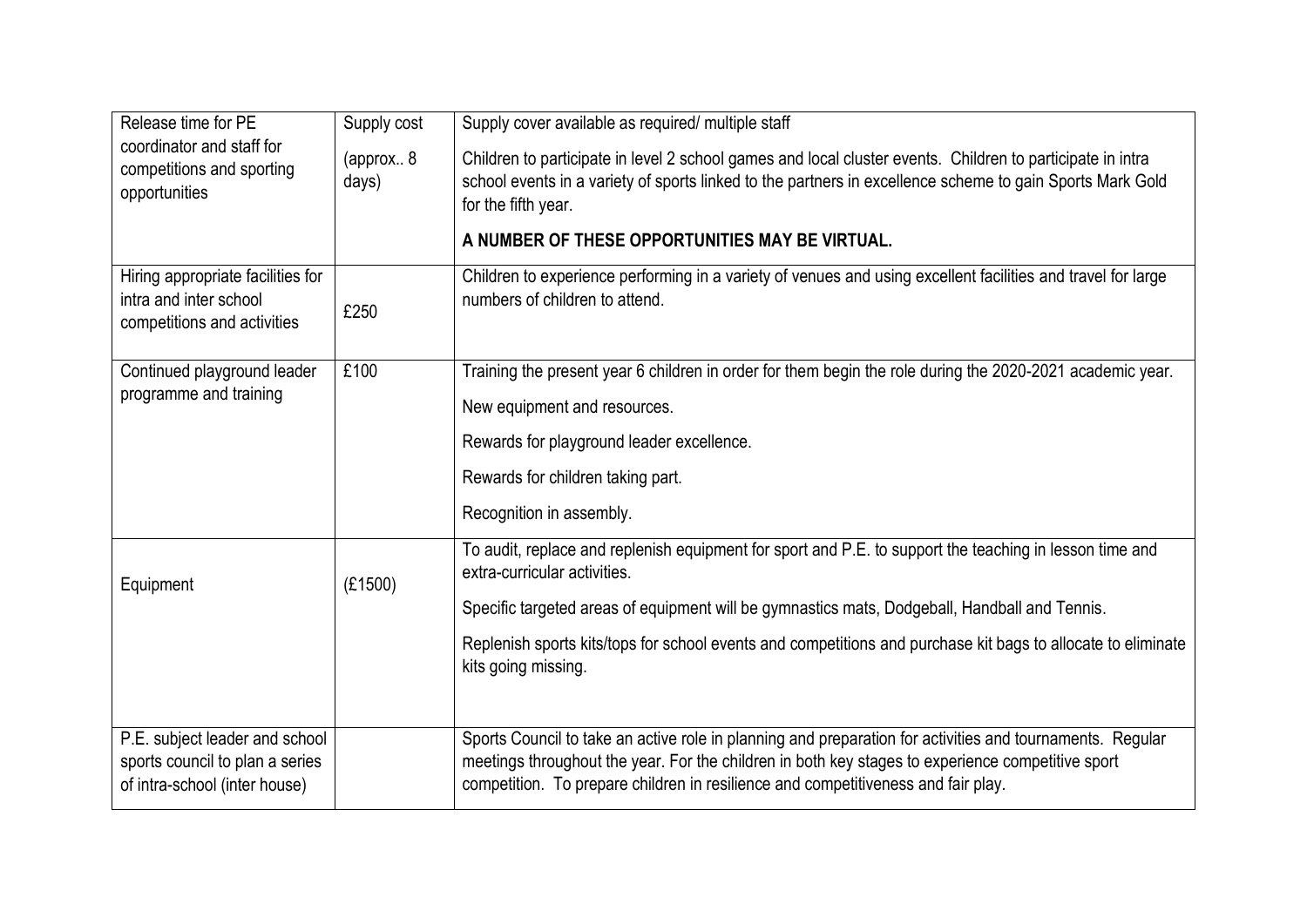| Release time for PE coordinator and staff for competitions and sporting opportunities | Supply cost<br><br>(approx.. 8 days) | Supply cover available as required/ multiple staff<br><br>Children to participate in level 2 school games and local cluster events. Children to participate in intra school events in a variety of sports linked to the partners in excellence scheme to gain Sports Mark Gold for the fifth year.<br><br>**A NUMBER OF THESE OPPORTUNITIES MAY BE VIRTUAL.** |
|---|---|---|
| Hiring appropriate facilities for intra and inter school competitions and activities | £250 | Children to experience performing in a variety of venues and using excellent facilities and travel for large numbers of children to attend. |
| Continued playground leader programme and training | £100 | Training the present year 6 children in order for them begin the role during the 2020-2021 academic year.<br><br>New equipment and resources.<br><br>Rewards for playground leader excellence.<br><br>Rewards for children taking part.<br><br>Recognition in assembly. |
| Equipment | (£1500) | To audit, replace and replenish equipment for sport and P.E. to support the teaching in lesson time and extra-curricular activities.<br><br>Specific targeted areas of equipment will be gymnastics mats, Dodgeball, Handball and Tennis.<br><br>Replenish sports kits/tops for school events and competitions and purchase kit bags to allocate to eliminate kits going missing. |
| P.E. subject leader and school sports council to plan a series of intra-school (inter house) | | Sports Council to take an active role in planning and preparation for activities and tournaments. Regular meetings throughout the year. For the children in both key stages to experience competitive sport competition. To prepare children in resilience and competitiveness and fair play. |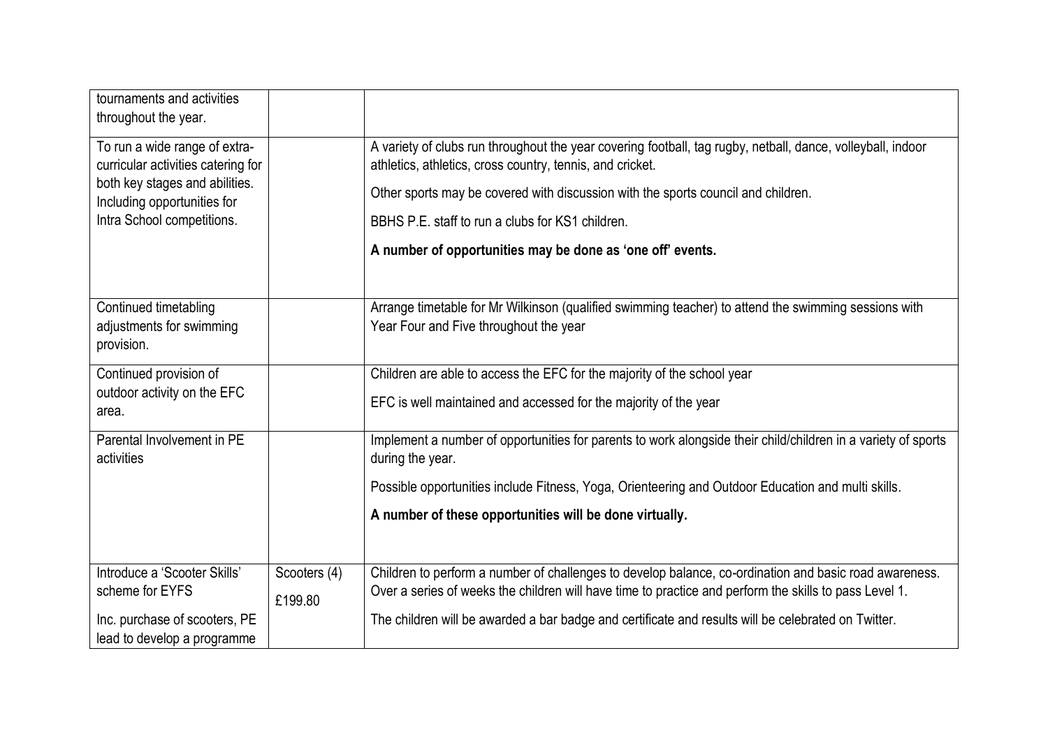| | | |
|---|---|---|
| tournaments and activities throughout the year. | | |
| To run a wide range of extra-curricular activities catering for both key stages and abilities. Including opportunities for Intra School competitions. | | A variety of clubs run throughout the year covering football, tag rugby, netball, dance, volleyball, indoor athletics, athletics, cross country, tennis, and cricket.<br><br>Other sports may be covered with discussion with the sports council and children.<br><br>BBHS P.E. staff to run a clubs for KS1 children.<br><br>**A number of opportunities may be done as 'one off' events.** |
| Continued timetabling adjustments for swimming provision. | | Arrange timetable for Mr Wilkinson (qualified swimming teacher) to attend the swimming sessions with Year Four and Five throughout the year |
| Continued provision of outdoor activity on the EFC area. | | Children are able to access the EFC for the majority of the school year<br><br>EFC is well maintained and accessed for the majority of the year |
| Parental Involvement in PE activities | | Implement a number of opportunities for parents to work alongside their child/children in a variety of sports during the year.<br><br>Possible opportunities include Fitness, Yoga, Orienteering and Outdoor Education and multi skills.<br><br>**A number of these opportunities will be done virtually.** |
| Introduce a 'Scooter Skills' scheme for EYFS<br><br>Inc. purchase of scooters, PE lead to develop a programme | Scooters (4)<br><br>£199.80 | Children to perform a number of challenges to develop balance, co-ordination and basic road awareness. Over a series of weeks the children will have time to practice and perform the skills to pass Level 1.<br><br>The children will be awarded a bar badge and certificate and results will be celebrated on Twitter. |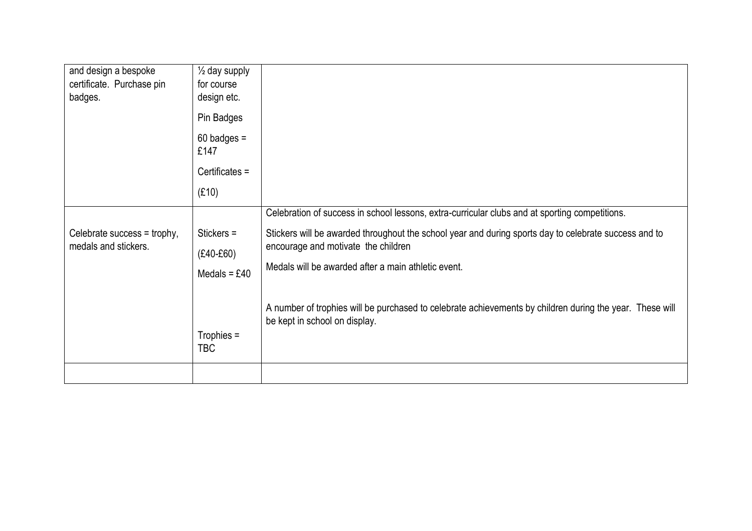| | | |
|---|---|---|
| and design a bespoke certificate. Purchase pin badges. | ½ day supply for course design etc.<br><br>Pin Badges<br><br>60 badges = £147<br><br>Certificates =<br><br>(£10) | |
| Celebrate success = trophy, medals and stickers. | Stickers =<br><br>(£40-£60)<br><br>Medals = £40<br><br>Trophies = TBC | Celebration of success in school lessons, extra-curricular clubs and at sporting competitions.<br><br>Stickers will be awarded throughout the school year and during sports day to celebrate success and to encourage and motivate the children<br><br>Medals will be awarded after a main athletic event.<br><br>A number of trophies will be purchased to celebrate achievements by children during the year. These will be kept in school on display. |
| | | |